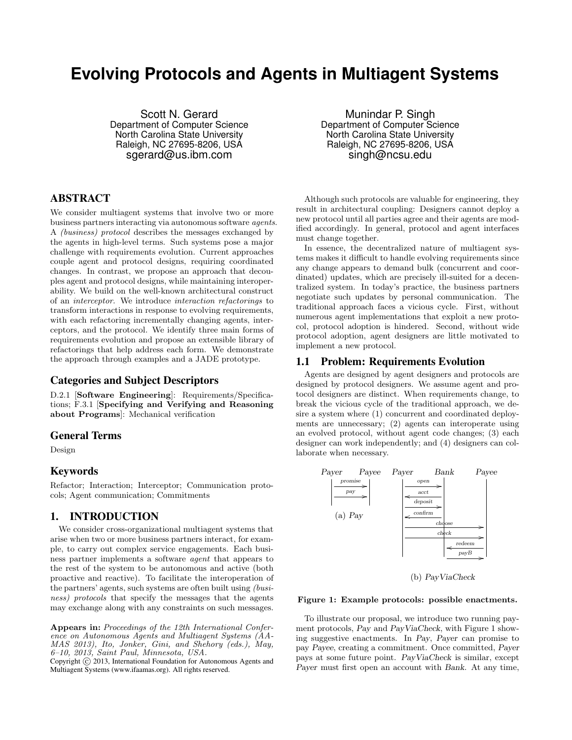# Evolving Protocols and Agents in Multiagent Systems

Scott N. Gerard
Department of Computer Science
North Carolina State University
Raleigh, NC 27695-8206, USA
sgerard@us.ibm.com

Munindar P. Singh
Department of Computer Science
North Carolina State University
Raleigh, NC 27695-8206, USA
singh@ncsu.edu

## ABSTRACT

We consider multiagent systems that involve two or more business partners interacting via autonomous software *agents*. A *(business) protocol* describes the messages exchanged by the agents in high-level terms. Such systems pose a major challenge with requirements evolution. Current approaches couple agent and protocol designs, requiring coordinated changes. In contrast, we propose an approach that decouples agent and protocol designs, while maintaining interoperability. We build on the well-known architectural construct of an *interceptor*. We introduce *interaction refactorings* to transform interactions in response to evolving requirements, with each refactoring incrementally changing agents, interceptors, and the protocol. We identify three main forms of requirements evolution and propose an extensible library of refactorings that help address each form. We demonstrate the approach through examples and a JADE prototype.

### Categories and Subject Descriptors

D.2.1 [**Software Engineering**]: Requirements/Specifications; F.3.1 [**Specifying and Verifying and Reasoning about Programs**]: Mechanical verification

### General Terms

Design

### Keywords

Refactor; Interaction; Interceptor; Communication protocols; Agent communication; Commitments

## 1. INTRODUCTION

We consider cross-organizational multiagent systems that arise when two or more business partners interact, for example, to carry out complex service engagements. Each business partner implements a software *agent* that appears to the rest of the system to be autonomous and active (both proactive and reactive). To facilitate the interoperation of the partners' agents, such systems are often built using *(business) protocols* that specify the messages that the agents may exchange along with any constraints on such messages.

**Appears in:** *Proceedings of the 12th International Conference on Autonomous Agents and Multiagent Systems (AAMAS 2013), Ito, Jonker, Gini, and Shehory (eds.), May, 6–10, 2013, Saint Paul, Minnesota, USA.*
Copyright © 2013, International Foundation for Autonomous Agents and Multiagent Systems (www.ifaamas.org). All rights reserved.

Although such protocols are valuable for engineering, they result in architectural coupling: Designers cannot deploy a new protocol until all parties agree and their agents are modified accordingly. In general, protocol and agent interfaces must change together.

In essence, the decentralized nature of multiagent systems makes it difficult to handle evolving requirements since any change appears to demand bulk (concurrent and coordinated) updates, which are precisely ill-suited for a decentralized system. In today's practice, the business partners negotiate such updates by personal communication. The traditional approach faces a vicious cycle. First, without numerous agent implementations that exploit a new protocol, protocol adoption is hindered. Second, without wide protocol adoption, agent designers are little motivated to implement a new protocol.

### 1.1 Problem: Requirements Evolution

Agents are designed by agent designers and protocols are designed by protocol designers. We assume agent and protocol designers are distinct. When requirements change, to break the vicious cycle of the traditional approach, we desire a system where (1) concurrent and coordinated deployments are unnecessary; (2) agents can interoperate using an evolved protocol, without agent code changes; (3) each designer can work independently; and (4) designers can collaborate when necessary.

(a) *Pay*

(b) *PayViaCheck*

**Figure 1: Example protocols: possible enactments.**

To illustrate our proposal, we introduce two running payment protocols, *Pay* and *PayViaCheck*, with Figure 1 showing suggestive enactments. In *Pay*, *Payer* can promise to pay *Payee*, creating a commitment. Once committed, *Payer* pays at some future point. *PayViaCheck* is similar, except *Payer* must first open an account with *Bank*. At any time,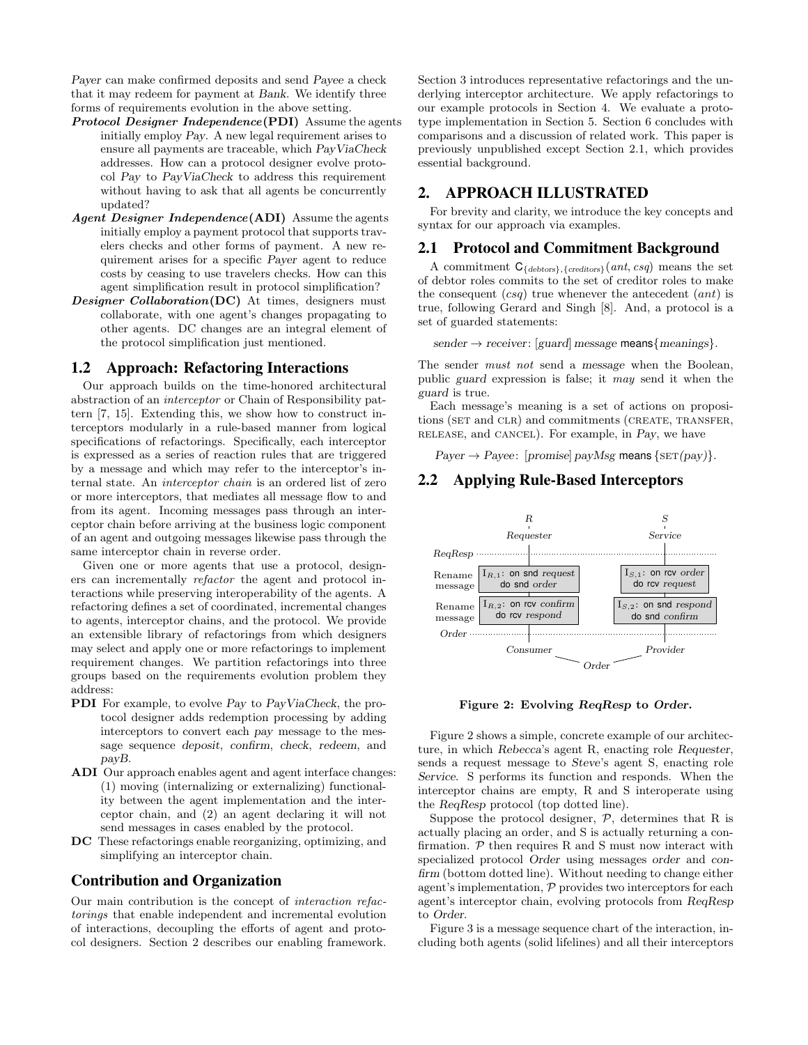*Payer* can make confirmed deposits and send *Payee* a check that it may redeem for payment at *Bank*. We identify three forms of requirements evolution in the above setting.

***Protocol Designer Independence*(PDI)** Assume the agents initially employ *Pay*. A new legal requirement arises to ensure all payments are traceable, which *PayViaCheck* addresses. How can a protocol designer evolve protocol *Pay* to *PayViaCheck* to address this requirement without having to ask that all agents be concurrently updated?

***Agent Designer Independence*(ADI)** Assume the agents initially employ a payment protocol that supports travelers checks and other forms of payment. A new requirement arises for a specific *Payer* agent to reduce costs by ceasing to use travelers checks. How can this agent simplification result in protocol simplification?

***Designer Collaboration*(DC)** At times, designers must collaborate, with one agent's changes propagating to other agents. DC changes are an integral element of the protocol simplification just mentioned.

## 1.2 Approach: Refactoring Interactions

Our approach builds on the time-honored architectural abstraction of an *interceptor* or Chain of Responsibility pattern [7, 15]. Extending this, we show how to construct interceptors modularly in a rule-based manner from logical specifications of refactorings. Specifically, each interceptor is expressed as a series of reaction rules that are triggered by a message and which may refer to the interceptor's internal state. An *interceptor chain* is an ordered list of zero or more interceptors, that mediates all message flow to and from its agent. Incoming messages pass through an interceptor chain before arriving at the business logic component of an agent and outgoing messages likewise pass through the same interceptor chain in reverse order.

Given one or more agents that use a protocol, designers can incrementally *refactor* the agent and protocol interactions while preserving interoperability of the agents. A refactoring defines a set of coordinated, incremental changes to agents, interceptor chains, and the protocol. We provide an extensible library of refactorings from which designers may select and apply one or more refactorings to implement requirement changes. We partition refactorings into three groups based on the requirements evolution problem they address:

**PDI** For example, to evolve *Pay* to *PayViaCheck*, the protocol designer adds redemption processing by adding interceptors to convert each *pay* message to the message sequence *deposit*, *confirm*, *check*, *redeem*, and *payB*.

**ADI** Our approach enables agent and agent interface changes: (1) moving (internalizing or externalizing) functionality between the agent implementation and the interceptor chain, and (2) an agent declaring it will not send messages in cases enabled by the protocol.

**DC** These refactorings enable reorganizing, optimizing, and simplifying an interceptor chain.

## Contribution and Organization

Our main contribution is the concept of *interaction refactorings* that enable independent and incremental evolution of interactions, decoupling the efforts of agent and protocol designers. Section 2 describes our enabling framework. Section 3 introduces representative refactorings and the underlying interceptor architecture. We apply refactorings to our example protocols in Section 4. We evaluate a prototype implementation in Section 5. Section 6 concludes with comparisons and a discussion of related work. This paper is previously unpublished except Section 2.1, which provides essential background.

# 2. APPROACH ILLUSTRATED

For brevity and clarity, we introduce the key concepts and syntax for our approach via examples.

## 2.1 Protocol and Commitment Background

A commitment $\mathsf{C}_{\{debtors\},\{creditors\}}(ant, csq)$ means the set of debtor roles commits to the set of creditor roles to make the consequent ($csq$) true whenever the antecedent ($ant$) is true, following Gerard and Singh [8]. And, a protocol is a set of guarded statements:

*sender* → *receiver*: [*guard*] *message* **means**{*meanings*}.

The sender *must not* send a *message* when the Boolean, public *guard* expression is false; it *may* send it when the *guard* is true.

Each message's meaning is a set of actions on propositions (SET and CLR) and commitments (CREATE, TRANSFER, RELEASE, and CANCEL). For example, in *Pay*, we have

*Payer* → *Payee*: [*promise*] *payMsg* **means** {SET(*pay*)}.

## 2.2 Applying Rule-Based Interceptors

| | *R* *Requester* | *S* *Service* |
|---|---|---|
| *ReqResp* | | |
| Rename message | $I_{R,1}$: on snd *request* do snd *order* | $I_{S,1}$: on rcv *order* do rcv *request* |
| Rename message | $I_{R,2}$: on rcv *confirm* do rcv *respond* | $I_{S,2}$: on snd *respond* do snd *confirm* |
| *Order* | | |
| | *Consumer* | *Provider* |

*Order*

**Figure 2: Evolving *ReqResp* to *Order*.**

Figure 2 shows a simple, concrete example of our architecture, in which *Rebecca*'s agent R, enacting role *Requester*, sends a request message to *Steve*'s agent S, enacting role *Service*. S performs its function and responds. When the interceptor chains are empty, R and S interoperate using the *ReqResp* protocol (top dotted line).

Suppose the protocol designer, $\mathcal{P}$, determines that R is actually placing an order, and S is actually returning a confirmation. $\mathcal{P}$ then requires R and S must now interact with specialized protocol *Order* using messages *order* and *confirm* (bottom dotted line). Without needing to change either agent's implementation, $\mathcal{P}$ provides two interceptors for each agent's interceptor chain, evolving protocols from *ReqResp* to *Order*.

Figure 3 is a message sequence chart of the interaction, including both agents (solid lifelines) and all their interceptors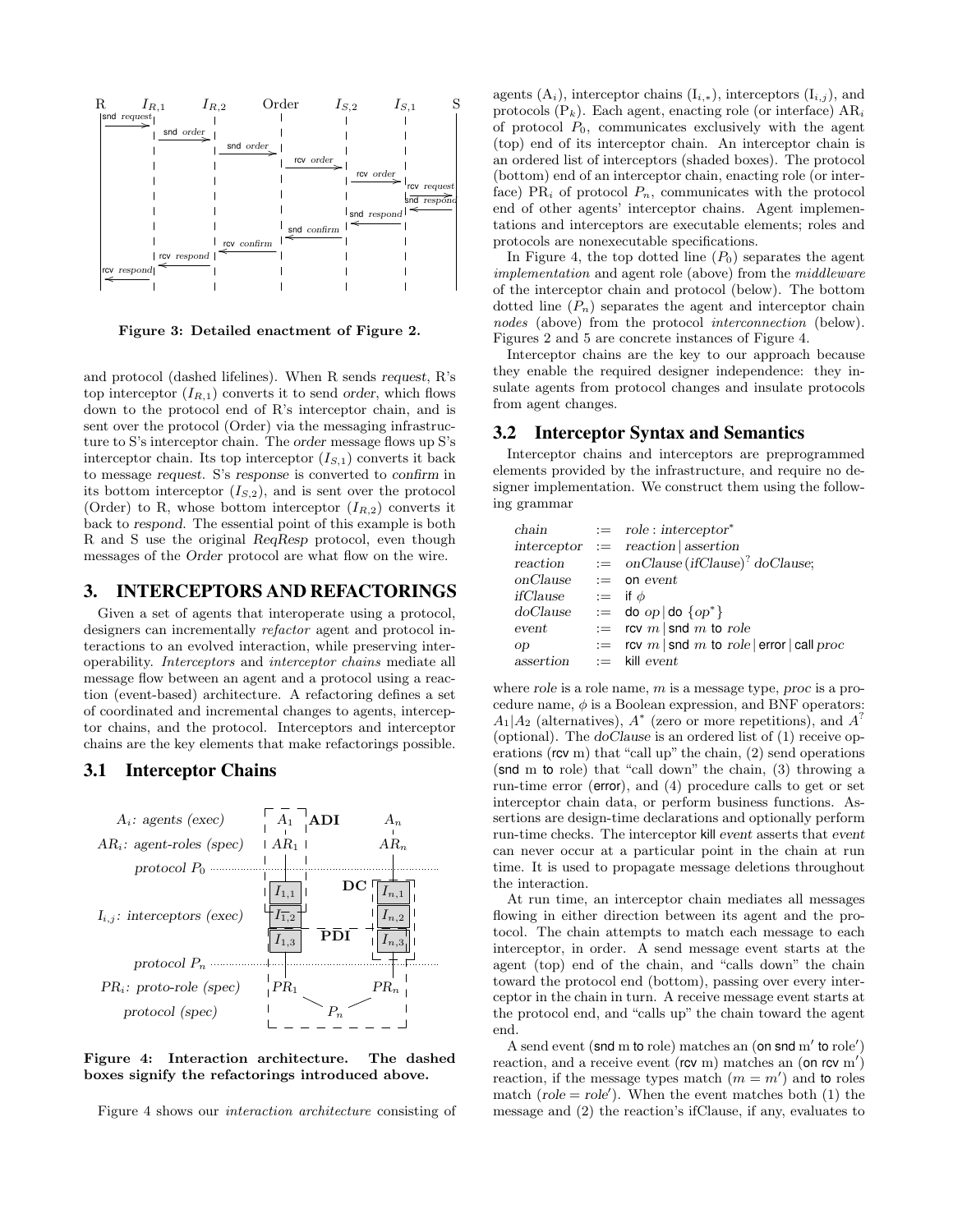**Figure 3: Detailed enactment of Figure 2.**

and protocol (dashed lifelines). When R sends *request*, R's top interceptor ($I_{R,1}$) converts it to send *order*, which flows down to the protocol end of R's interceptor chain, and is sent over the protocol (Order) via the messaging infrastructure to S's interceptor chain. The *order* message flows up S's interceptor chain. Its top interceptor ($I_{S,1}$) converts it back to message *request*. S's *response* is converted to *confirm* in its bottom interceptor ($I_{S,2}$), and is sent over the protocol (Order) to R, whose bottom interceptor ($I_{R,2}$) converts it back to *respond*. The essential point of this example is both R and S use the original *ReqResp* protocol, even though messages of the *Order* protocol are what flow on the wire.

# 3. INTERCEPTORS AND REFACTORINGS

Given a set of agents that interoperate using a protocol, designers can incrementally *refactor* agent and protocol interactions to an evolved interaction, while preserving interoperability. *Interceptors* and *interceptor chains* mediate all message flow between an agent and a protocol using a reaction (event-based) architecture. A refactoring defines a set of coordinated and incremental changes to agents, interceptor chains, and the protocol. Interceptors and interceptor chains are the key elements that make refactorings possible.

## 3.1 Interceptor Chains

**Figure 4: Interaction architecture. The dashed boxes signify the refactorings introduced above.**

Figure 4 shows our *interaction architecture* consisting of agents ($A_i$), interceptor chains ($I_{i,*}$), interceptors ($I_{i,j}$), and protocols ($P_k$). Each agent, enacting role (or interface) $AR_i$ of protocol $P_0$, communicates exclusively with the agent (top) end of its interceptor chain. An interceptor chain is an ordered list of interceptors (shaded boxes). The protocol (bottom) end of an interceptor chain, enacting role (or interface) $PR_i$ of protocol $P_n$, communicates with the protocol end of other agents' interceptor chains. Agent implementations and interceptors are executable elements; roles and protocols are nonexecutable specifications.

In Figure 4, the top dotted line ($P_0$) separates the agent *implementation* and agent role (above) from the *middleware* of the interceptor chain and protocol (below). The bottom dotted line ($P_n$) separates the agent and interceptor chain *nodes* (above) from the protocol *interconnection* (below). Figures 2 and 5 are concrete instances of Figure 4.

Interceptor chains are the key to our approach because they enable the required designer independence: they insulate agents from protocol changes and insulate protocols from agent changes.

## 3.2 Interceptor Syntax and Semantics

Interceptor chains and interceptors are preprogrammed elements provided by the infrastructure, and require no designer implementation. We construct them using the following grammar

$$
\begin{aligned}
\textit{chain} &:= \textit{role} : \textit{interceptor}^* \\
\textit{interceptor} &:= \textit{reaction} \,|\, \textit{assertion} \\
\textit{reaction} &:= \textit{onClause}\,(\textit{ifClause})^?\ \textit{doClause}; \\
\textit{onClause} &:= \textsf{on}\ \textit{event} \\
\textit{ifClause} &:= \textsf{if}\ \phi \\
\textit{doClause} &:= \textsf{do}\ \textit{op} \,|\, \textsf{do}\ \{\textit{op}^*\} \\
\textit{event} &:= \textsf{rcv}\ m \,|\, \textsf{snd}\ m\ \textsf{to}\ \textit{role} \\
\textit{op} &:= \textsf{rcv}\ m \,|\, \textsf{snd}\ m\ \textsf{to}\ \textit{role} \,|\, \textsf{error} \,|\, \textsf{call}\ \textit{proc} \\
\textit{assertion} &:= \textsf{kill}\ \textit{event}
\end{aligned}
$$

where *role* is a role name, $m$ is a message type, *proc* is a procedure name, $\phi$ is a Boolean expression, and BNF operators: $A_1|A_2$ (alternatives), $A^*$ (zero or more repetitions), and $A^?$ (optional). The *doClause* is an ordered list of (1) receive operations (rcv m) that "call up" the chain, (2) send operations (snd m to role) that "call down" the chain, (3) throwing a run-time error (error), and (4) procedure calls to get or set interceptor chain data, or perform business functions. Assertions are design-time declarations and optionally perform run-time checks. The interceptor kill *event* asserts that *event* can never occur at a particular point in the chain at run time. It is used to propagate message deletions throughout the interaction.

At run time, an interceptor chain mediates all messages flowing in either direction between its agent and the protocol. The chain attempts to match each message to each interceptor, in order. A send message event starts at the agent (top) end of the chain, and "calls down" the chain toward the protocol end (bottom), passing over every interceptor in the chain in turn. A receive message event starts at the protocol end, and "calls up" the chain toward the agent end.

A send event (snd m to role) matches an (on snd $m'$ to $role'$) reaction, and a receive event (rcv m) matches an (on rcv $m'$) reaction, if the message types match ($m = m'$) and to roles match ($role = role'$). When the event matches both (1) the message and (2) the reaction's ifClause, if any, evaluates to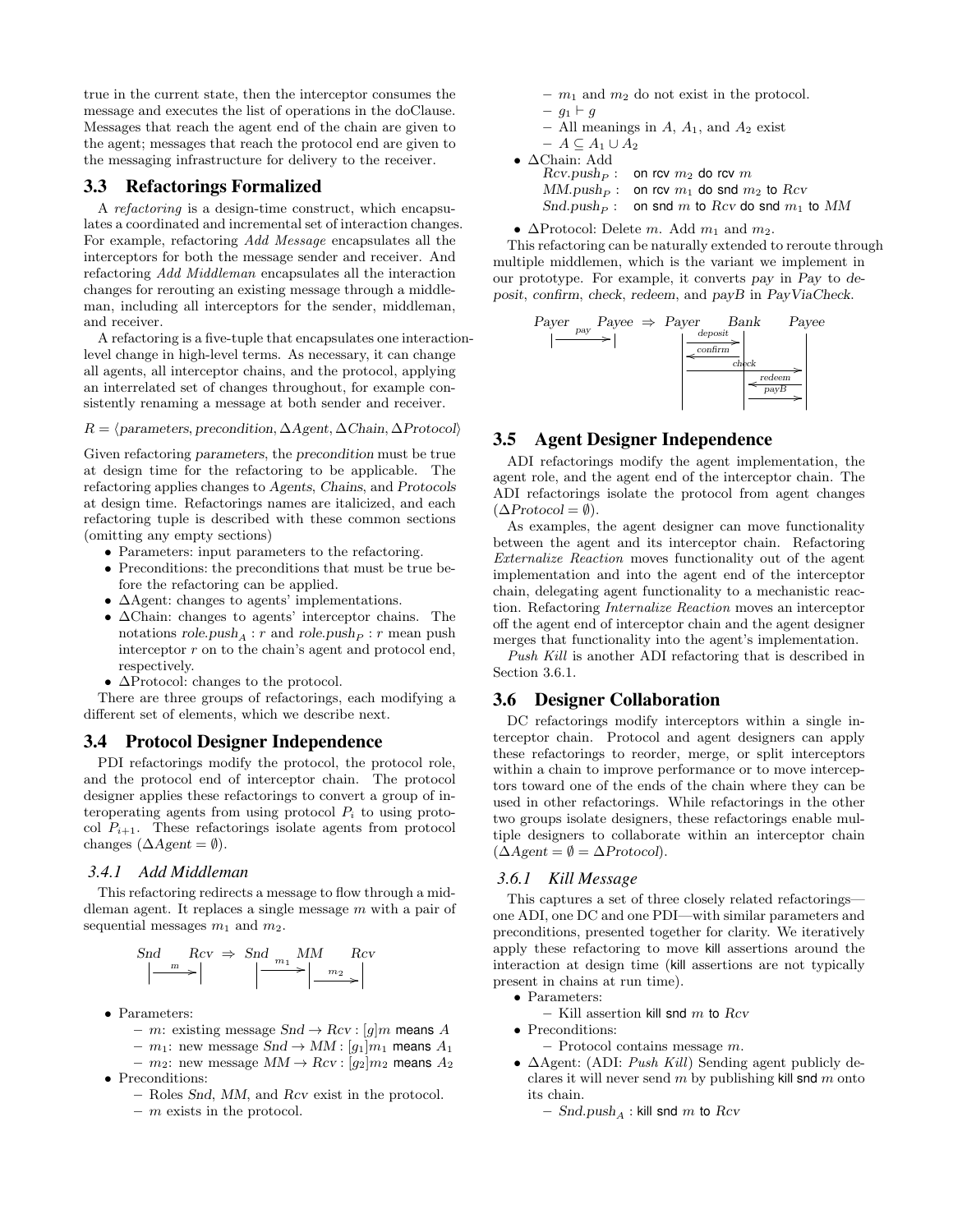true in the current state, then the interceptor consumes the message and executes the list of operations in the doClause. Messages that reach the agent end of the chain are given to the agent; messages that reach the protocol end are given to the messaging infrastructure for delivery to the receiver.

## 3.3 Refactorings Formalized

A *refactoring* is a design-time construct, which encapsulates a coordinated and incremental set of interaction changes. For example, refactoring *Add Message* encapsulates all the interceptors for both the message sender and receiver. And refactoring *Add Middleman* encapsulates all the interaction changes for rerouting an existing message through a middleman, including all interceptors for the sender, middleman, and receiver.

A refactoring is a five-tuple that encapsulates one interaction-level change in high-level terms. As necessary, it can change all agents, all interceptor chains, and the protocol, applying an interrelated set of changes throughout, for example consistently renaming a message at both sender and receiver.

$$R = \langle \mathit{parameters}, \mathit{precondition}, \Delta \mathit{Agent}, \Delta \mathit{Chain}, \Delta \mathit{Protocol} \rangle$$

Given refactoring *parameters*, the *precondition* must be true at design time for the refactoring to be applicable. The refactoring applies changes to *Agents*, *Chains*, and *Protocols* at design time. Refactorings names are italicized, and each refactoring tuple is described with these common sections (omitting any empty sections)

- Parameters: input parameters to the refactoring.
- Preconditions: the preconditions that must be true before the refactoring can be applied.
- $\Delta$Agent: changes to agents' implementations.
- $\Delta$Chain: changes to agents' interceptor chains. The notations $\mathit{role.push}_A : r$ and $\mathit{role.push}_P : r$ mean push interceptor $r$ on to the chain's agent and protocol end, respectively.
- $\Delta$Protocol: changes to the protocol.

There are three groups of refactorings, each modifying a different set of elements, which we describe next.

## 3.4 Protocol Designer Independence

PDI refactorings modify the protocol, the protocol role, and the protocol end of interceptor chain. The protocol designer applies these refactorings to convert a group of interoperating agents from using protocol $P_i$ to using protocol $P_{i+1}$. These refactorings isolate agents from protocol changes ($\Delta \mathit{Agent} = \emptyset$).

### 3.4.1 Add Middleman

This refactoring redirects a message to flow through a middleman agent. It replaces a single message $m$ with a pair of sequential messages $m_1$ and $m_2$.

Snd —m→ Rcv ⇒ Snd —$m_1$→ MM —$m_2$→ Rcv

- Parameters:
  - $m$: existing message $\mathit{Snd} \to \mathit{Rcv} : [g]m$ means $A$
  - $m_1$: new message $\mathit{Snd} \to \mathit{MM} : [g_1]m_1$ means $A_1$
  - $m_2$: new message $\mathit{MM} \to \mathit{Rcv} : [g_2]m_2$ means $A_2$
- Preconditions:
  - Roles *Snd*, *MM*, and *Rcv* exist in the protocol.
  - $m$ exists in the protocol.
  - $m_1$ and $m_2$ do not exist in the protocol.
  - $g_1 \vdash g$
  - All meanings in $A$, $A_1$, and $A_2$ exist
  - $A \subseteq A_1 \cup A_2$
- $\Delta$Chain: Add
  - $\mathit{Rcv.push}_P$ : on rcv $m_2$ do rcv $m$
  - $\mathit{MM.push}_P$ : on rcv $m_1$ do snd $m_2$ to $\mathit{Rcv}$
  - $\mathit{Snd.push}_P$ : on snd $m$ to $\mathit{Rcv}$ do snd $m_1$ to $\mathit{MM}$
- $\Delta$Protocol: Delete $m$. Add $m_1$ and $m_2$.

This refactoring can be naturally extended to reroute through multiple middlemen, which is the variant we implement in our prototype. For example, it converts *pay* in *Pay* to *deposit*, *confirm*, *check*, *redeem*, and *payB* in *PayViaCheck*.

Payer —pay→ Payee ⇒ Payer, Bank, Payee: deposit (Payer→Bank), confirm (Bank→Payer), check (Payer→Payee), redeem (Payee→Bank), payB (Bank→Payee)

## 3.5 Agent Designer Independence

ADI refactorings modify the agent implementation, the agent role, and the agent end of the interceptor chain. The ADI refactorings isolate the protocol from agent changes ($\Delta \mathit{Protocol} = \emptyset$).

As examples, the agent designer can move functionality between the agent and its interceptor chain. Refactoring *Externalize Reaction* moves functionality out of the agent implementation and into the agent end of the interceptor chain, delegating agent functionality to a mechanistic reaction. Refactoring *Internalize Reaction* moves an interceptor off the agent end of interceptor chain and the agent designer merges that functionality into the agent's implementation.

*Push Kill* is another ADI refactoring that is described in Section 3.6.1.

## 3.6 Designer Collaboration

DC refactorings modify interceptors within a single interceptor chain. Protocol and agent designers can apply these refactorings to reorder, merge, or split interceptors within a chain to improve performance or to move interceptors toward one of the ends of the chain where they can be used in other refactorings. While refactorings in the other two groups isolate designers, these refactorings enable multiple designers to collaborate within an interceptor chain ($\Delta \mathit{Agent} = \emptyset = \Delta \mathit{Protocol}$).

### 3.6.1 Kill Message

This captures a set of three closely related refactorings—one ADI, one DC and one PDI—with similar parameters and preconditions, presented together for clarity. We iteratively apply these refactorings to move kill assertions around the interaction at design time (kill assertions are not typically present in chains at run time).

- Parameters:
  - Kill assertion kill snd $m$ to $\mathit{Rcv}$
- Preconditions:
  - Protocol contains message $m$.
- $\Delta$Agent: (ADI: *Push Kill*) Sending agent publicly declares it will never send $m$ by publishing kill snd $m$ onto its chain.
  - $\mathit{Snd.push}_A$ : kill snd $m$ to $\mathit{Rcv}$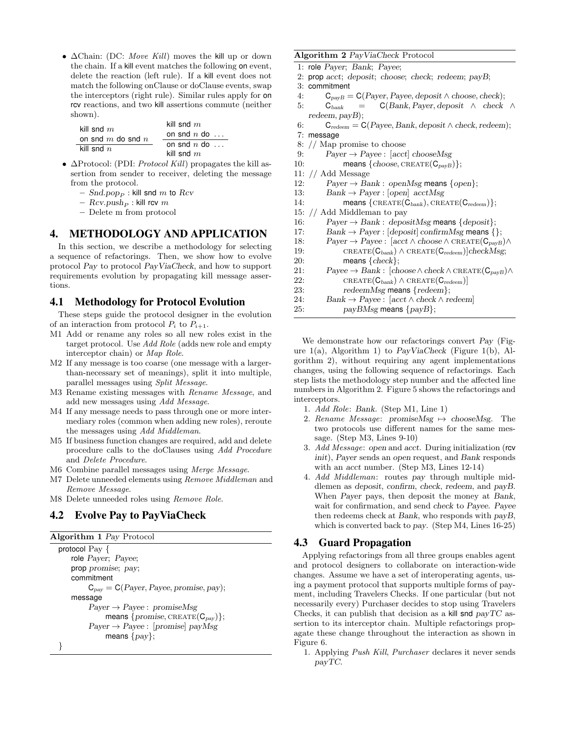- ΔChain: (DC: *Move Kill*) moves the kill up or down the chain. If a kill event matches the following on event, delete the reaction (left rule). If a kill event does not match the following onClause or doClause events, swap the interceptors (right rule). Similar rules apply for on rcv reactions, and two kill assertions commute (neither shown).

$$\frac{\text{kill snd } m \quad \text{on snd } m \text{ do snd } n}{\text{kill snd } n} \qquad \frac{\text{kill snd } m \quad \text{on snd } n \text{ do } \ldots}{\text{on snd } n \text{ do } \ldots \quad \text{kill snd } m}$$

- ΔProtocol: (PDI: *Protocol Kill*) propagates the kill assertion from sender to receiver, deleting the message from the protocol.
  - $Snd.pop_P$ : kill snd $m$ to $Rcv$
  - $Rcv.push_P$ : kill rcv $m$
  - Delete m from protocol

# 4. METHODOLOGY AND APPLICATION

In this section, we describe a methodology for selecting a sequence of refactorings. Then, we show how to evolve protocol *Pay* to protocol *PayViaCheck*, and how to support requirements evolution by propagating kill message assertions.

## 4.1 Methodology for Protocol Evolution

These steps guide the protocol designer in the evolution of an interaction from protocol $P_i$ to $P_{i+1}$.

M1 Add or rename any roles so all new roles exist in the target protocol. Use *Add Role* (adds new role and empty interceptor chain) or *Map Role*.

M2 If any message is too coarse (one message with a larger-than-necessary set of meanings), split it into multiple, parallel messages using *Split Message*.

M3 Rename existing messages with *Rename Message*, and add new messages using *Add Message*.

M4 If any message needs to pass through one or more intermediary roles (common when adding new roles), reroute the messages using *Add Middleman*.

M5 If business function changes are required, add and delete procedure calls to the doClauses using *Add Procedure* and *Delete Procedure*.

M6 Combine parallel messages using *Merge Message*.

M7 Delete unneeded elements using *Remove Middleman* and *Remove Message*.

M8 Delete unneeded roles using *Remove Role*.

## 4.2 Evolve Pay to PayViaCheck

**Algorithm 1** *Pay* Protocol

```
protocol Pay {
    role Payer; Payee;
    prop promise; pay;
    commitment
        C_pay = C(Payer, Payee, promise, pay);
    message
        Payer → Payee : promiseMsg
            means {promise, CREATE(C_pay)};
        Payer → Payee : [promise] payMsg
            means {pay};
}
```

**Algorithm 2** *PayViaCheck* Protocol

```
 1: role Payer; Bank; Payee;
 2: prop acct; deposit; choose; check; redeem; payB;
 3: commitment
 4:     C_payB = C(Payer, Payee, deposit ∧ choose, check);
 5:     C_bank = C(Bank, Payer, deposit ∧ check ∧
        redeem, payB);
 6:     C_redeem = C(Payee, Bank, deposit ∧ check, redeem);
 7: message
 8: // Map promise to choose
 9:     Payer → Payee : [acct] chooseMsg
10:         means {choose, CREATE(C_payB)};
11: // Add Message
12:     Payer → Bank : openMsg means {open};
13:     Bank → Payer : [open] acctMsg
14:         means {CREATE(C_bank), CREATE(C_redeem)};
15: // Add Middleman to pay
16:     Payer → Bank : depositMsg means {deposit};
17:     Bank → Payer : [deposit] confirmMsg means {};
18:     Payer → Payee : [acct ∧ choose ∧ CREATE(C_payB)∧
19:         CREATE(C_bank) ∧ CREATE(C_redeem)]checkMsg;
20:         means {check};
21:     Payee → Bank : [choose ∧ check ∧ CREATE(C_payB)∧
22:         CREATE(C_bank) ∧ CREATE(C_redeem)]
23:         redeemMsg means {redeem};
24:     Bank → Payee : [acct ∧ check ∧ redeem]
25:         payBMsg means {payB};
```

We demonstrate how our refactorings convert *Pay* (Figure 1(a), Algorithm 1) to *PayViaCheck* (Figure 1(b), Algorithm 2), without requiring any agent implementations changes, using the following sequence of refactorings. Each step lists the methodology step number and the affected line numbers in Algorithm 2. Figure 5 shows the refactorings and interceptors.

1. *Add Role*: *Bank*. (Step M1, Line 1)
2. *Rename Message*: *promiseMsg* ↦ *chooseMsg*. The two protocols use different names for the same message. (Step M3, Lines 9-10)
3. *Add Message*: *open* and *acct*. During initialization (rcv *init*), *Payer* sends an *open* request, and *Bank* responds with an *acct* number. (Step M3, Lines 12-14)
4. *Add Middleman*: routes *pay* through multiple middlemen as *deposit*, *confirm*, *check*, *redeem*, and *payB*. When *Payer* pays, then deposit the money at *Bank*, wait for confirmation, and send *check* to *Payee*. *Payee* then redeems check at *Bank*, who responds with *payB*, which is converted back to *pay*. (Step M4, Lines 16-25)

## 4.3 Guard Propagation

Applying refactorings from all three groups enables agent and protocol designers to collaborate on interaction-wide changes. Assume we have a set of interoperating agents, using a payment protocol that supports multiple forms of payment, including Travelers Checks. If one particular (but not necessarily every) Purchaser decides to stop using Travelers Checks, it can publish that decision as a kill snd *payTC* assertion to its interceptor chain. Multiple refactorings propagate these change throughout the interaction as shown in Figure 6.

1. Applying *Push Kill*, *Purchaser* declares it never sends *payTC*.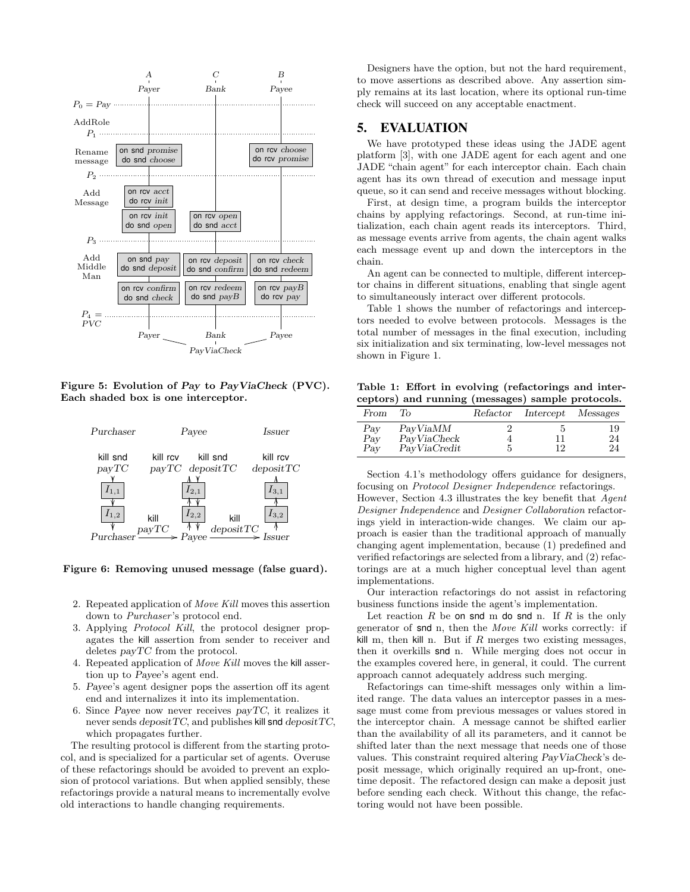Figure 5: Evolution of *Pay* to *PayViaCheck* (PVC). Each shaded box is one interceptor.

Figure 6: Removing unused message (false guard).

2. Repeated application of *Move Kill* moves this assertion down to *Purchaser*'s protocol end.
3. Applying *Protocol Kill*, the protocol designer propagates the kill assertion from sender to receiver and deletes *payTC* from the protocol.
4. Repeated application of *Move Kill* moves the kill assertion up to *Payee*'s agent end.
5. *Payee*'s agent designer pops the assertion off its agent end and internalizes it into its implementation.
6. Since *Payee* now never receives *payTC*, it realizes it never sends *depositTC*, and publishes kill snd *depositTC*, which propagates further.

The resulting protocol is different from the starting protocol, and is specialized for a particular set of agents. Overuse of these refactorings should be avoided to prevent an explosion of protocol variations. But when applied sensibly, these refactorings provide a natural means to incrementally evolve old interactions to handle changing requirements.

Designers have the option, but not the hard requirement, to move assertions as described above. Any assertion simply remains at its last location, where its optional run-time check will succeed on any acceptable enactment.

# 5. EVALUATION

We have prototyped these ideas using the JADE agent platform [3], with one JADE agent for each agent and one JADE "chain agent" for each interceptor chain. Each chain agent has its own thread of execution and message input queue, so it can send and receive messages without blocking.

First, at design time, a program builds the interceptor chains by applying refactorings. Second, at run-time initialization, each chain agent reads its interceptors. Third, as message events arrive from agents, the chain agent walks each message event up and down the interceptors in the chain.

An agent can be connected to multiple, different interceptor chains in different situations, enabling that single agent to simultaneously interact over different protocols.

Table 1 shows the number of refactorings and interceptors needed to evolve between protocols. Messages is the total number of messages in the final execution, including six initialization and six terminating, low-level messages not shown in Figure 1.

**Table 1: Effort in evolving (refactorings and interceptors) and running (messages) sample protocols.**

| *From* | *To* | *Refactor* | *Intercept* | *Messages* |
|---|---|---|---|---|
| *Pay* | *PayViaMM* | 2 | 5 | 19 |
| *Pay* | *PayViaCheck* | 4 | 11 | 24 |
| *Pay* | *PayViaCredit* | 5 | 12 | 24 |

Section 4.1's methodology offers guidance for designers, focusing on *Protocol Designer Independence* refactorings. However, Section 4.3 illustrates the key benefit that *Agent Designer Independence* and *Designer Collaboration* refactorings yield in interaction-wide changes. We claim our approach is easier than the traditional approach of manually changing agent implementation, because (1) predefined and verified refactorings are selected from a library, and (2) refactorings are at a much higher conceptual level than agent implementations.

Our interaction refactorings do not assist in refactoring business functions inside the agent's implementation.

Let reaction $R$ be on snd m do snd n. If $R$ is the only generator of snd n, then the *Move Kill* works correctly: if kill m, then kill n. But if $R$ merges two existing messages, then it overkills snd n. While merging does not occur in the examples covered here, in general, it could. The current approach cannot adequately address such merging.

Refactorings can time-shift messages only within a limited range. The data values an interceptor passes in a message must come from previous messages or values stored in the interceptor chain. A message cannot be shifted earlier than the availability of all its parameters, and it cannot be shifted later than the next message that needs one of those values. This constraint required altering *PayViaCheck*'s deposit message, which originally required an up-front, one-time deposit. The refactored design can make a deposit just before sending each check. Without this change, the refactoring would not have been possible.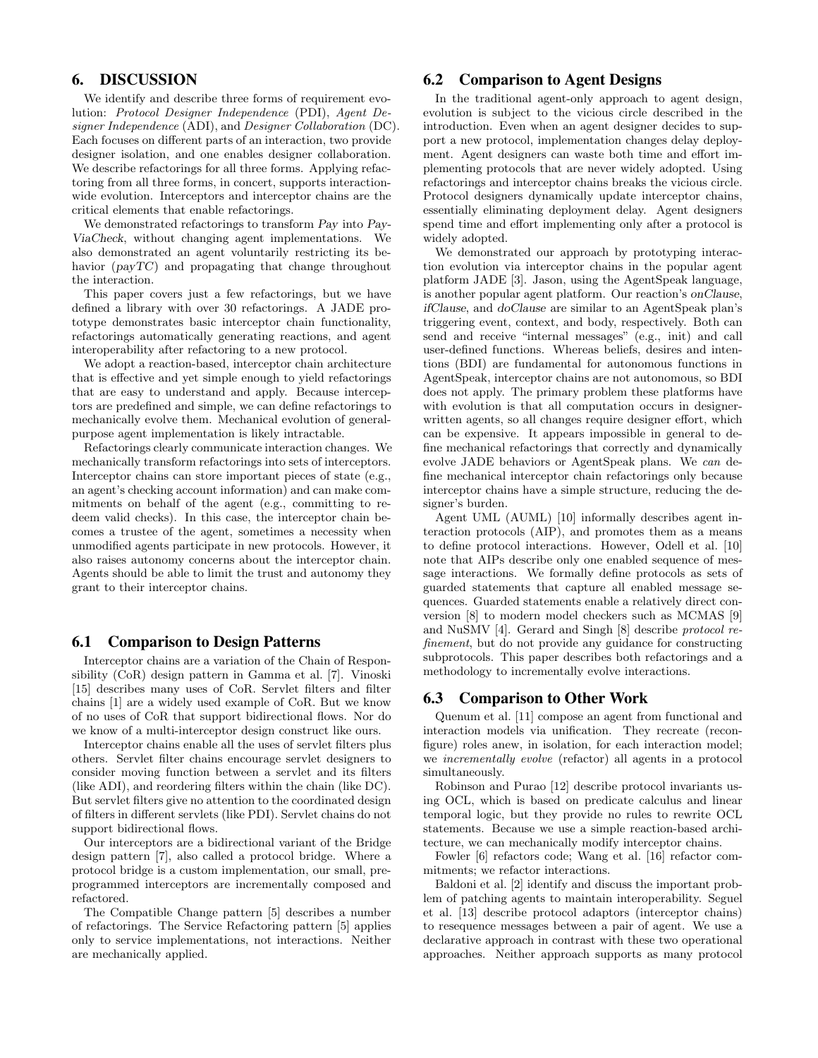## 6. DISCUSSION

We identify and describe three forms of requirement evolution: *Protocol Designer Independence* (PDI), *Agent Designer Independence* (ADI), and *Designer Collaboration* (DC). Each focuses on different parts of an interaction, two provide designer isolation, and one enables designer collaboration. We describe refactorings for all three forms. Applying refactoring from all three forms, in concert, supports interaction-wide evolution. Interceptors and interceptor chains are the critical elements that enable refactorings.

We demonstrated refactorings to transform *Pay* into *PayViaCheck*, without changing agent implementations. We also demonstrated an agent voluntarily restricting its behavior (*payTC*) and propagating that change throughout the interaction.

This paper covers just a few refactorings, but we have defined a library with over 30 refactorings. A JADE prototype demonstrates basic interceptor chain functionality, refactorings automatically generating reactions, and agent interoperability after refactoring to a new protocol.

We adopt a reaction-based, interceptor chain architecture that is effective and yet simple enough to yield refactorings that are easy to understand and apply. Because interceptors are predefined and simple, we can define refactorings to mechanically evolve them. Mechanical evolution of general-purpose agent implementation is likely intractable.

Refactorings clearly communicate interaction changes. We mechanically transform refactorings into sets of interceptors. Interceptor chains can store important pieces of state (e.g., an agent's checking account information) and can make commitments on behalf of the agent (e.g., committing to redeem valid checks). In this case, the interceptor chain becomes a trustee of the agent, sometimes a necessity when unmodified agents participate in new protocols. However, it also raises autonomy concerns about the interceptor chain. Agents should be able to limit the trust and autonomy they grant to their interceptor chains.

### 6.1 Comparison to Design Patterns

Interceptor chains are a variation of the Chain of Responsibility (CoR) design pattern in Gamma et al. [7]. Vinoski [15] describes many uses of CoR. Servlet filters and filter chains [1] are a widely used example of CoR. But we know of no uses of CoR that support bidirectional flows. Nor do we know of a multi-interceptor design construct like ours.

Interceptor chains enable all the uses of servlet filters plus others. Servlet filter chains encourage servlet designers to consider moving function between a servlet and its filters (like ADI), and reordering filters within the chain (like DC). But servlet filters give no attention to the coordinated design of filters in different servlets (like PDI). Servlet chains do not support bidirectional flows.

Our interceptors are a bidirectional variant of the Bridge design pattern [7], also called a protocol bridge. Where a protocol bridge is a custom implementation, our small, pre-programmed interceptors are incrementally composed and refactored.

The Compatible Change pattern [5] describes a number of refactorings. The Service Refactoring pattern [5] applies only to service implementations, not interactions. Neither are mechanically applied.

### 6.2 Comparison to Agent Designs

In the traditional agent-only approach to agent design, evolution is subject to the vicious circle described in the introduction. Even when an agent designer decides to support a new protocol, implementation changes delay deployment. Agent designers can waste both time and effort implementing protocols that are never widely adopted. Using refactorings and interceptor chains breaks the vicious circle. Protocol designers dynamically update interceptor chains, essentially eliminating deployment delay. Agent designers spend time and effort implementing only after a protocol is widely adopted.

We demonstrated our approach by prototyping interaction evolution via interceptor chains in the popular agent platform JADE [3]. Jason, using the AgentSpeak language, is another popular agent platform. Our reaction's *onClause*, *ifClause*, and *doClause* are similar to an AgentSpeak plan's triggering event, context, and body, respectively. Both can send and receive "internal messages" (e.g., init) and call user-defined functions. Whereas beliefs, desires and intentions (BDI) are fundamental for autonomous functions in AgentSpeak, interceptor chains are not autonomous, so BDI does not apply. The primary problem these platforms have with evolution is that all computation occurs in designer-written agents, so all changes require designer effort, which can be expensive. It appears impossible in general to define mechanical refactorings that correctly and dynamically evolve JADE behaviors or AgentSpeak plans. We *can* define mechanical interceptor chain refactorings only because interceptor chains have a simple structure, reducing the designer's burden.

Agent UML (AUML) [10] informally describes agent interaction protocols (AIP), and promotes them as a means to define protocol interactions. However, Odell et al. [10] note that AIPs describe only one enabled sequence of message interactions. We formally define protocols as sets of guarded statements that capture all enabled message sequences. Guarded statements enable a relatively direct conversion [8] to modern model checkers such as MCMAS [9] and NuSMV [4]. Gerard and Singh [8] describe *protocol refinement*, but do not provide any guidance for constructing subprotocols. This paper describes both refactorings and a methodology to incrementally evolve interactions.

### 6.3 Comparison to Other Work

Quenum et al. [11] compose an agent from functional and interaction models via unification. They recreate (reconfigure) roles anew, in isolation, for each interaction model; we *incrementally evolve* (refactor) all agents in a protocol simultaneously.

Robinson and Purao [12] describe protocol invariants using OCL, which is based on predicate calculus and linear temporal logic, but they provide no rules to rewrite OCL statements. Because we use a simple reaction-based architecture, we can mechanically modify interceptor chains.

Fowler [6] refactors code; Wang et al. [16] refactor commitments; we refactor interactions.

Baldoni et al. [2] identify and discuss the important problem of patching agents to maintain interoperability. Seguel et al. [13] describe protocol adaptors (interceptor chains) to resequence messages between a pair of agent. We use a declarative approach in contrast with these two operational approaches. Neither approach supports as many protocol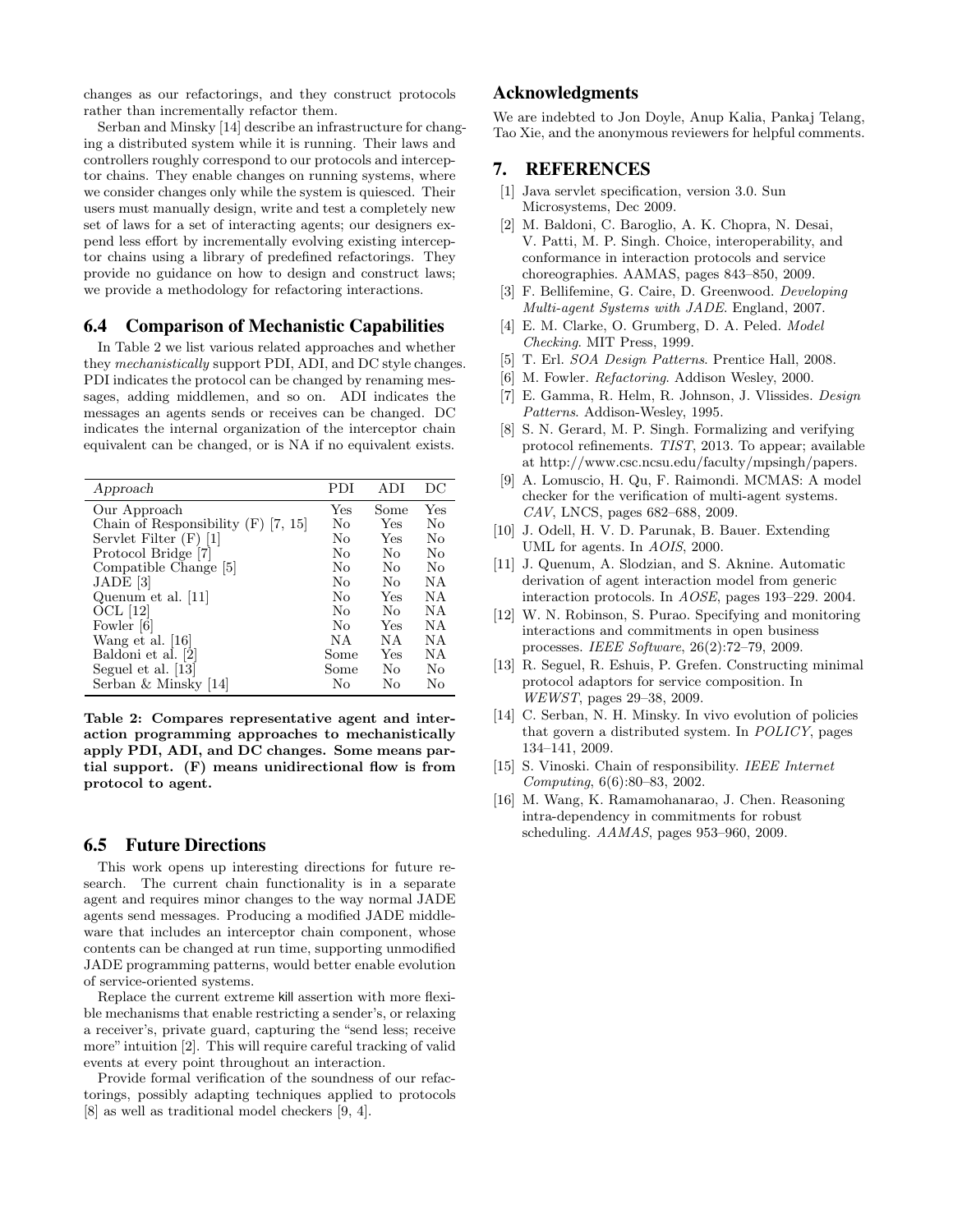changes as our refactorings, and they construct protocols rather than incrementally refactor them.

Serban and Minsky [14] describe an infrastructure for changing a distributed system while it is running. Their laws and controllers roughly correspond to our protocols and interceptor chains. They enable changes on running systems, where we consider changes only while the system is quiesced. Their users must manually design, write and test a completely new set of laws for a set of interacting agents; our designers expend less effort by incrementally evolving existing interceptor chains using a library of predefined refactorings. They provide no guidance on how to design and construct laws; we provide a methodology for refactoring interactions.

## 6.4 Comparison of Mechanistic Capabilities

In Table 2 we list various related approaches and whether they *mechanistically* support PDI, ADI, and DC style changes. PDI indicates the protocol can be changed by renaming messages, adding middlemen, and so on. ADI indicates the messages an agents sends or receives can be changed. DC indicates the internal organization of the interceptor chain equivalent can be changed, or is NA if no equivalent exists.

| *Approach* | PDI | ADI | DC |
|---|---|---|---|
| Our Approach | Yes | Some | Yes |
| Chain of Responsibility (F) [7, 15] | No | Yes | No |
| Servlet Filter (F) [1] | No | Yes | No |
| Protocol Bridge [7] | No | No | No |
| Compatible Change [5] | No | No | No |
| JADE [3] | No | No | NA |
| Quenum et al. [11] | No | Yes | NA |
| OCL [12] | No | No | NA |
| Fowler [6] | No | Yes | NA |
| Wang et al. [16] | NA | NA | NA |
| Baldoni et al. [2] | Some | Yes | NA |
| Seguel et al. [13] | Some | No | No |
| Serban & Minsky [14] | No | No | No |

**Table 2: Compares representative agent and interaction programming approaches to mechanistically apply PDI, ADI, and DC changes. Some means partial support. (F) means unidirectional flow is from protocol to agent.**

## 6.5 Future Directions

This work opens up interesting directions for future research. The current chain functionality is in a separate agent and requires minor changes to the way normal JADE agents send messages. Producing a modified JADE middleware that includes an interceptor chain component, whose contents can be changed at run time, supporting unmodified JADE programming patterns, would better enable evolution of service-oriented systems.

Replace the current extreme kill assertion with more flexible mechanisms that enable restricting a sender's, or relaxing a receiver's, private guard, capturing the "send less; receive more" intuition [2]. This will require careful tracking of valid events at every point throughout an interaction.

Provide formal verification of the soundness of our refactorings, possibly adapting techniques applied to protocols [8] as well as traditional model checkers [9, 4].

## Acknowledgments

We are indebted to Jon Doyle, Anup Kalia, Pankaj Telang, Tao Xie, and the anonymous reviewers for helpful comments.

## 7. REFERENCES

[1] Java servlet specification, version 3.0. Sun Microsystems, Dec 2009.

[2] M. Baldoni, C. Baroglio, A. K. Chopra, N. Desai, V. Patti, M. P. Singh. Choice, interoperability, and conformance in interaction protocols and service choreographies. AAMAS, pages 843–850, 2009.

[3] F. Bellifemine, G. Caire, D. Greenwood. *Developing Multi-agent Systems with JADE*. England, 2007.

[4] E. M. Clarke, O. Grumberg, D. A. Peled. *Model Checking*. MIT Press, 1999.

[5] T. Erl. *SOA Design Patterns*. Prentice Hall, 2008.

[6] M. Fowler. *Refactoring*. Addison Wesley, 2000.

[7] E. Gamma, R. Helm, R. Johnson, J. Vlissides. *Design Patterns*. Addison-Wesley, 1995.

[8] S. N. Gerard, M. P. Singh. Formalizing and verifying protocol refinements. *TIST*, 2013. To appear; available at http://www.csc.ncsu.edu/faculty/mpsingh/papers.

[9] A. Lomuscio, H. Qu, F. Raimondi. MCMAS: A model checker for the verification of multi-agent systems. *CAV*, LNCS, pages 682–688, 2009.

[10] J. Odell, H. V. D. Parunak, B. Bauer. Extending UML for agents. In *AOIS*, 2000.

[11] J. Quenum, A. Slodzian, and S. Aknine. Automatic derivation of agent interaction model from generic interaction protocols. In *AOSE*, pages 193–229. 2004.

[12] W. N. Robinson, S. Purao. Specifying and monitoring interactions and commitments in open business processes. *IEEE Software*, 26(2):72–79, 2009.

[13] R. Seguel, R. Eshuis, P. Grefen. Constructing minimal protocol adaptors for service composition. In *WEWST*, pages 29–38, 2009.

[14] C. Serban, N. H. Minsky. In vivo evolution of policies that govern a distributed system. In *POLICY*, pages 134–141, 2009.

[15] S. Vinoski. Chain of responsibility. *IEEE Internet Computing*, 6(6):80–83, 2002.

[16] M. Wang, K. Ramamohanarao, J. Chen. Reasoning intra-dependency in commitments for robust scheduling. *AAMAS*, pages 953–960, 2009.